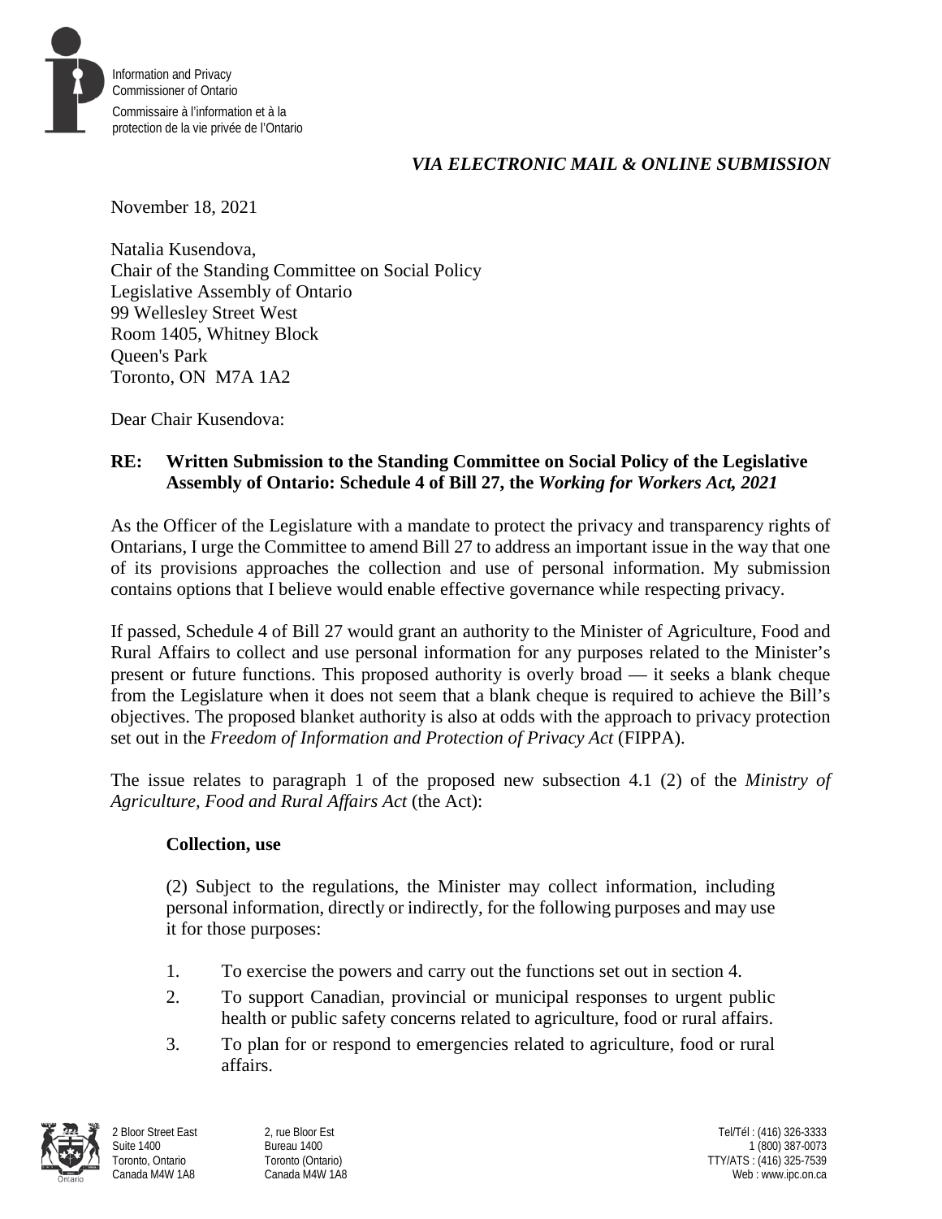Information and Privacy
Commissioner of Ontario

Commissaire à l'information et à la
protection de la vie privée de l'Ontario

*VIA ELECTRONIC MAIL & ONLINE SUBMISSION*

November 18, 2021

Natalia Kusendova,
Chair of the Standing Committee on Social Policy
Legislative Assembly of Ontario
99 Wellesley Street West
Room 1405, Whitney Block
Queen's Park
Toronto, ON M7A 1A2

Dear Chair Kusendova:

**RE: Written Submission to the Standing Committee on Social Policy of the Legislative Assembly of Ontario: Schedule 4 of Bill 27, the *Working for Workers Act, 2021***

As the Officer of the Legislature with a mandate to protect the privacy and transparency rights of Ontarians, I urge the Committee to amend Bill 27 to address an important issue in the way that one of its provisions approaches the collection and use of personal information. My submission contains options that I believe would enable effective governance while respecting privacy.

If passed, Schedule 4 of Bill 27 would grant an authority to the Minister of Agriculture, Food and Rural Affairs to collect and use personal information for any purposes related to the Minister's present or future functions. This proposed authority is overly broad — it seeks a blank cheque from the Legislature when it does not seem that a blank cheque is required to achieve the Bill's objectives. The proposed blanket authority is also at odds with the approach to privacy protection set out in the *Freedom of Information and Protection of Privacy Act* (FIPPA).

The issue relates to paragraph 1 of the proposed new subsection 4.1 (2) of the *Ministry of Agriculture, Food and Rural Affairs Act* (the Act):

> **Collection, use**
>
> (2) Subject to the regulations, the Minister may collect information, including personal information, directly or indirectly, for the following purposes and may use it for those purposes:
>
> 1. To exercise the powers and carry out the functions set out in section 4.
> 2. To support Canadian, provincial or municipal responses to urgent public health or public safety concerns related to agriculture, food or rural affairs.
> 3. To plan for or respond to emergencies related to agriculture, food or rural affairs.

2 Bloor Street East
Suite 1400
Toronto, Ontario
Canada M4W 1A8

2, rue Bloor Est
Bureau 1400
Toronto (Ontario)
Canada M4W 1A8

Tel/Tél : (416) 326-3333
1 (800) 387-0073
TTY/ATS : (416) 325-7539
Web : www.ipc.on.ca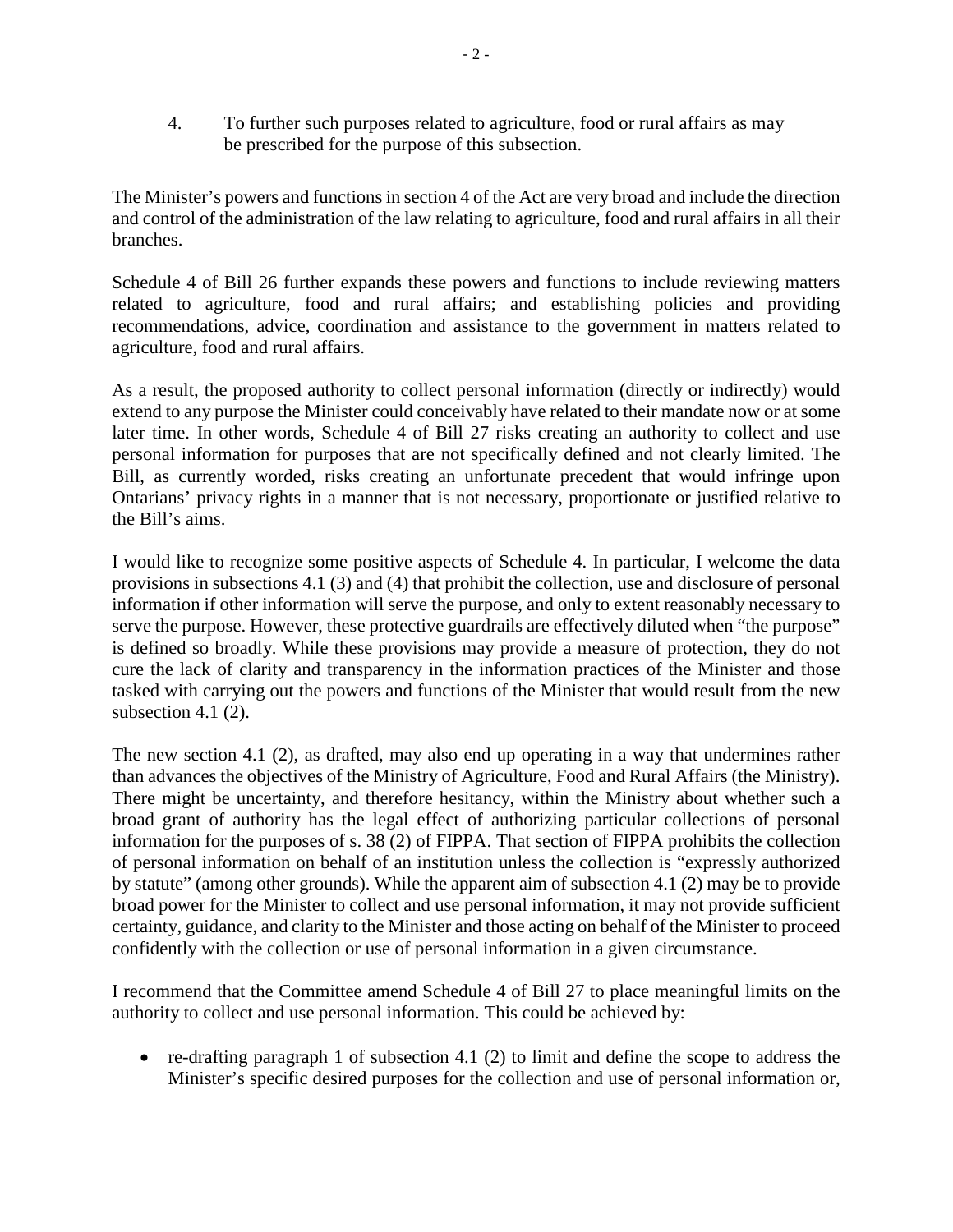4. To further such purposes related to agriculture, food or rural affairs as may be prescribed for the purpose of this subsection.

The Minister's powers and functions in section 4 of the Act are very broad and include the direction and control of the administration of the law relating to agriculture, food and rural affairs in all their branches.

Schedule 4 of Bill 26 further expands these powers and functions to include reviewing matters related to agriculture, food and rural affairs; and establishing policies and providing recommendations, advice, coordination and assistance to the government in matters related to agriculture, food and rural affairs.

As a result, the proposed authority to collect personal information (directly or indirectly) would extend to any purpose the Minister could conceivably have related to their mandate now or at some later time. In other words, Schedule 4 of Bill 27 risks creating an authority to collect and use personal information for purposes that are not specifically defined and not clearly limited. The Bill, as currently worded, risks creating an unfortunate precedent that would infringe upon Ontarians' privacy rights in a manner that is not necessary, proportionate or justified relative to the Bill's aims.

I would like to recognize some positive aspects of Schedule 4. In particular, I welcome the data provisions in subsections 4.1 (3) and (4) that prohibit the collection, use and disclosure of personal information if other information will serve the purpose, and only to extent reasonably necessary to serve the purpose. However, these protective guardrails are effectively diluted when "the purpose" is defined so broadly. While these provisions may provide a measure of protection, they do not cure the lack of clarity and transparency in the information practices of the Minister and those tasked with carrying out the powers and functions of the Minister that would result from the new subsection 4.1 (2).

The new section 4.1 (2), as drafted, may also end up operating in a way that undermines rather than advances the objectives of the Ministry of Agriculture, Food and Rural Affairs (the Ministry). There might be uncertainty, and therefore hesitancy, within the Ministry about whether such a broad grant of authority has the legal effect of authorizing particular collections of personal information for the purposes of s. 38 (2) of FIPPA. That section of FIPPA prohibits the collection of personal information on behalf of an institution unless the collection is "expressly authorized by statute" (among other grounds). While the apparent aim of subsection 4.1 (2) may be to provide broad power for the Minister to collect and use personal information, it may not provide sufficient certainty, guidance, and clarity to the Minister and those acting on behalf of the Minister to proceed confidently with the collection or use of personal information in a given circumstance.

I recommend that the Committee amend Schedule 4 of Bill 27 to place meaningful limits on the authority to collect and use personal information. This could be achieved by:

- re-drafting paragraph 1 of subsection 4.1 (2) to limit and define the scope to address the Minister's specific desired purposes for the collection and use of personal information or,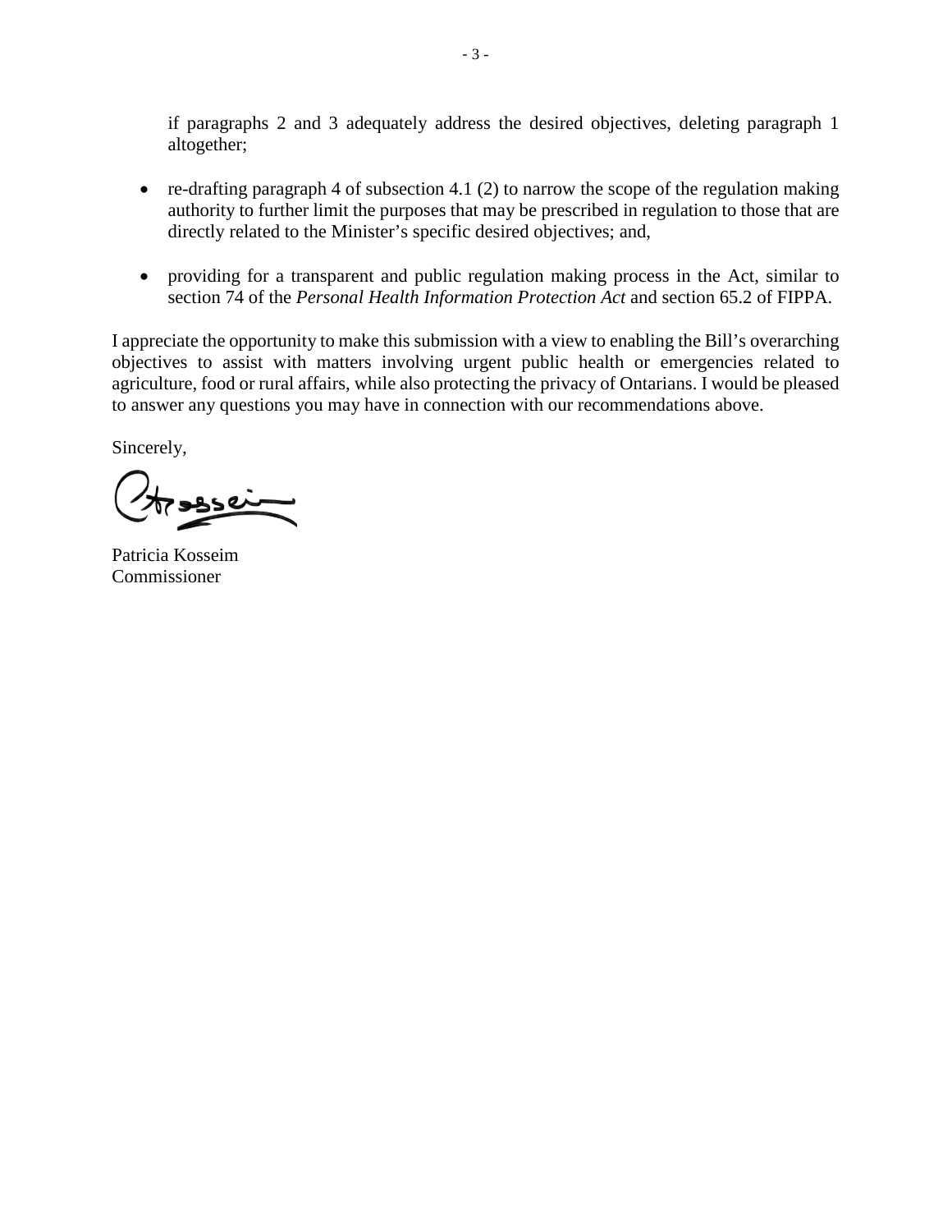if paragraphs 2 and 3 adequately address the desired objectives, deleting paragraph 1 altogether;

- re-drafting paragraph 4 of subsection 4.1 (2) to narrow the scope of the regulation making authority to further limit the purposes that may be prescribed in regulation to those that are directly related to the Minister's specific desired objectives; and,
- providing for a transparent and public regulation making process in the Act, similar to section 74 of the *Personal Health Information Protection Act* and section 65.2 of FIPPA.

I appreciate the opportunity to make this submission with a view to enabling the Bill's overarching objectives to assist with matters involving urgent public health or emergencies related to agriculture, food or rural affairs, while also protecting the privacy of Ontarians. I would be pleased to answer any questions you may have in connection with our recommendations above.

Sincerely,

Patricia Kosseim
Commissioner